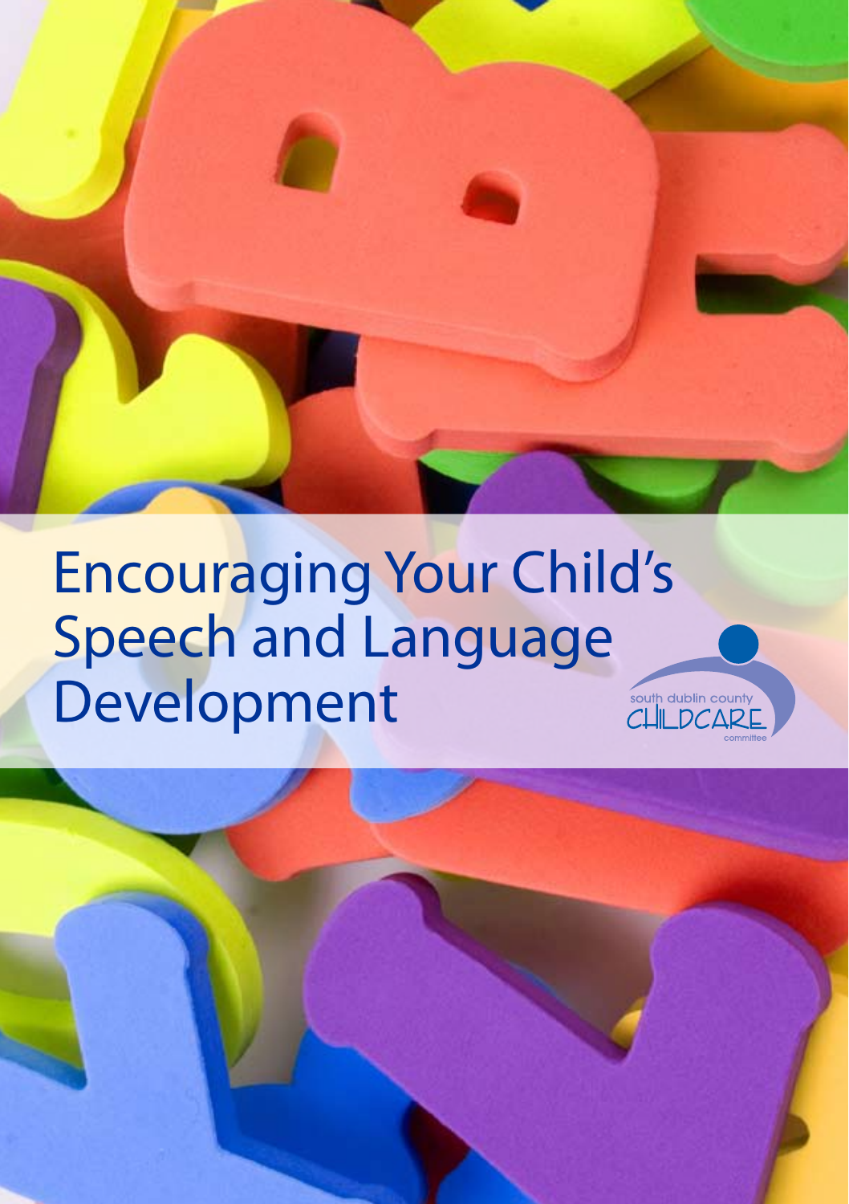# Encouraging Your Child's Speech and Language Development

south dublin county CHILDCARE committee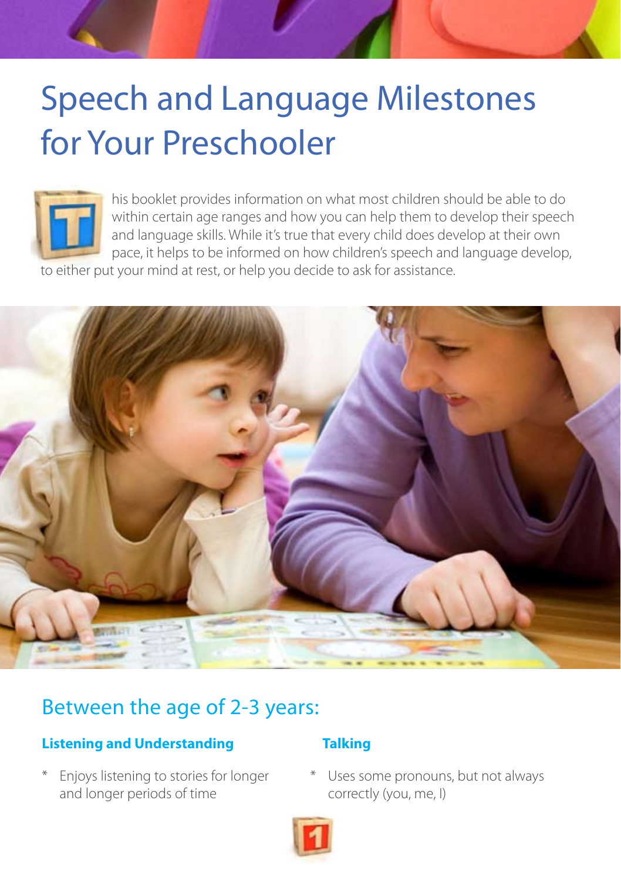# Speech and Language Milestones for Your Preschooler

This booklet provides information on what most children should be able to do within certain age ranges and how you can help them to develop their speech and language skills. While it's true that every child does develop at their own pace, it helps to be informed on how children's speech and language develop, to either put your mind at rest, or help you decide to ask for assistance.

## Between the age of 2-3 years:

### Listening and Understanding

* Enjoys listening to stories for longer and longer periods of time

### Talking

* Uses some pronouns, but not always correctly (you, me, I)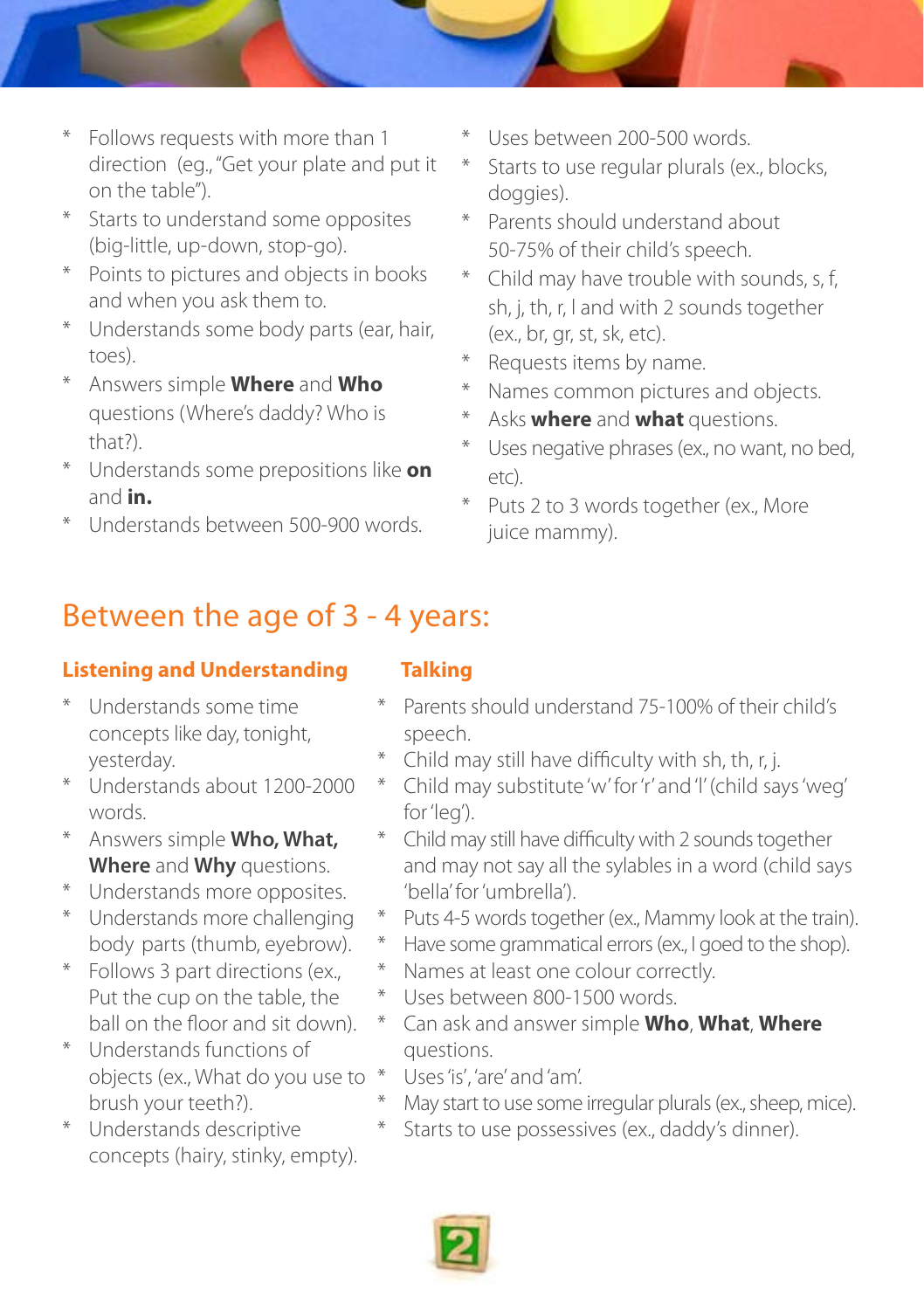* Follows requests with more than 1 direction (eg., "Get your plate and put it on the table").
* Starts to understand some opposites (big-little, up-down, stop-go).
* Points to pictures and objects in books and when you ask them to.
* Understands some body parts (ear, hair, toes).
* Answers simple **Where** and **Who** questions (Where's daddy? Who is that?).
* Understands some prepositions like **on** and **in.**
* Understands between 500-900 words.

* Uses between 200-500 words.
* Starts to use regular plurals (ex., blocks, doggies).
* Parents should understand about 50-75% of their child's speech.
* Child may have trouble with sounds, s, f, sh, j, th, r, l and with 2 sounds together (ex., br, gr, st, sk, etc).
* Requests items by name.
* Names common pictures and objects.
* Asks **where** and **what** questions.
* Uses negative phrases (ex., no want, no bed, etc).
* Puts 2 to 3 words together (ex., More juice mammy).

## Between the age of 3 - 4 years:

### Listening and Understanding

* Understands some time concepts like day, tonight, yesterday.
* Understands about 1200-2000 words.
* Answers simple **Who, What, Where** and **Why** questions.
* Understands more opposites.
* Understands more challenging body parts (thumb, eyebrow).
* Follows 3 part directions (ex., Put the cup on the table, the ball on the floor and sit down).
* Understands functions of objects (ex., What do you use to brush your teeth?).
* Understands descriptive concepts (hairy, stinky, empty).

### Talking

* Parents should understand 75-100% of their child's speech.
* Child may still have difficulty with sh, th, r, j.
* Child may substitute 'w' for 'r' and 'l' (child says 'weg' for 'leg').
* Child may still have difficulty with 2 sounds together and may not say all the sylables in a word (child says 'bella' for 'umbrella').
* Puts 4-5 words together (ex., Mammy look at the train).
* Have some grammatical errors (ex., I goed to the shop).
* Names at least one colour correctly.
* Uses between 800-1500 words.
* Can ask and answer simple **Who**, **What**, **Where** questions.
* Uses 'is', 'are' and 'am'.
* May start to use some irregular plurals (ex., sheep, mice).
* Starts to use possessives (ex., daddy's dinner).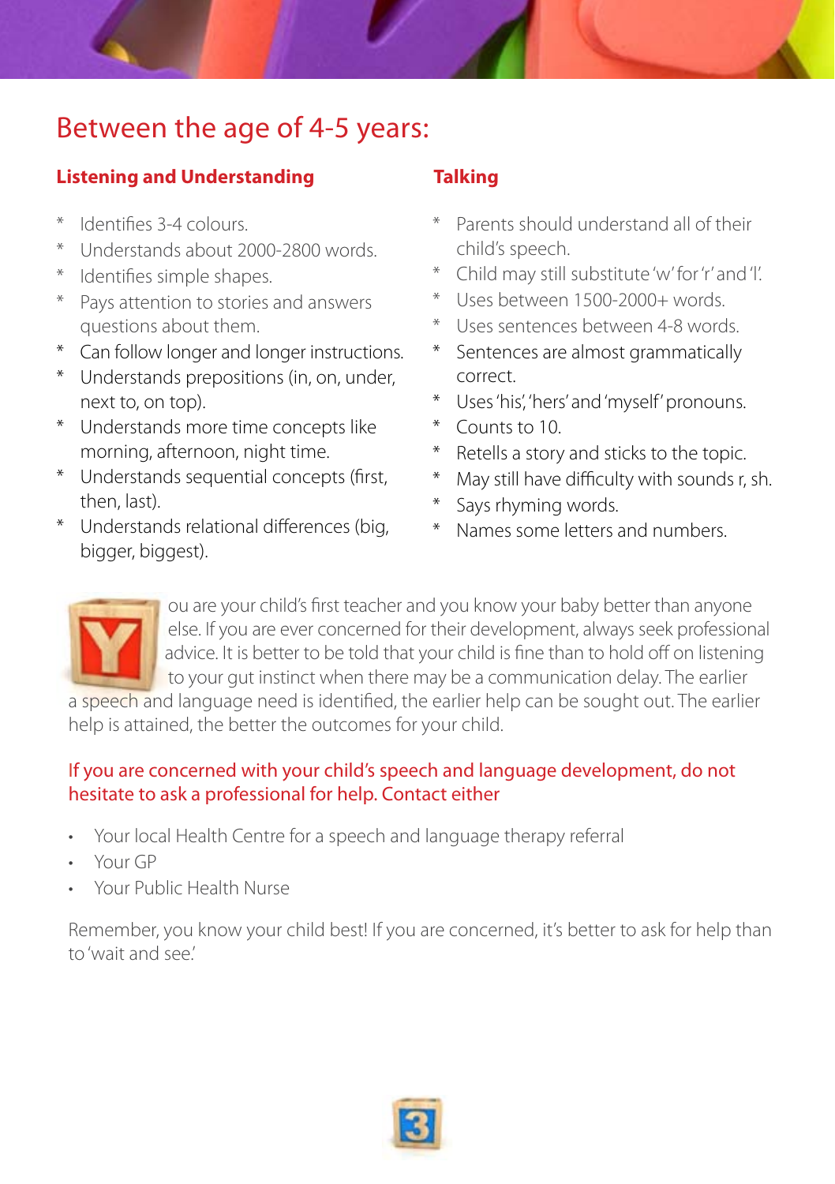# Between the age of 4-5 years:

### Listening and Understanding

* Identifies 3-4 colours.
* Understands about 2000-2800 words.
* Identifies simple shapes.
* Pays attention to stories and answers questions about them.
* Can follow longer and longer instructions.
* Understands prepositions (in, on, under, next to, on top).
* Understands more time concepts like morning, afternoon, night time.
* Understands sequential concepts (first, then, last).
* Understands relational differences (big, bigger, biggest).

### Talking

* Parents should understand all of their child's speech.
* Child may still substitute 'w' for 'r' and 'l'.
* Uses between 1500-2000+ words.
* Uses sentences between 4-8 words.
* Sentences are almost grammatically correct.
* Uses 'his', 'hers' and 'myself' pronouns.
* Counts to 10.
* Retells a story and sticks to the topic.
* May still have difficulty with sounds r, sh.
* Says rhyming words.
* Names some letters and numbers.

You are your child's first teacher and you know your baby better than anyone else. If you are ever concerned for their development, always seek professional advice. It is better to be told that your child is fine than to hold off on listening to your gut instinct when there may be a communication delay. The earlier a speech and language need is identified, the earlier help can be sought out. The earlier help is attained, the better the outcomes for your child.

If you are concerned with your child's speech and language development, do not hesitate to ask a professional for help. Contact either

- Your local Health Centre for a speech and language therapy referral
- Your GP
- Your Public Health Nurse

Remember, you know your child best! If you are concerned, it's better to ask for help than to 'wait and see.'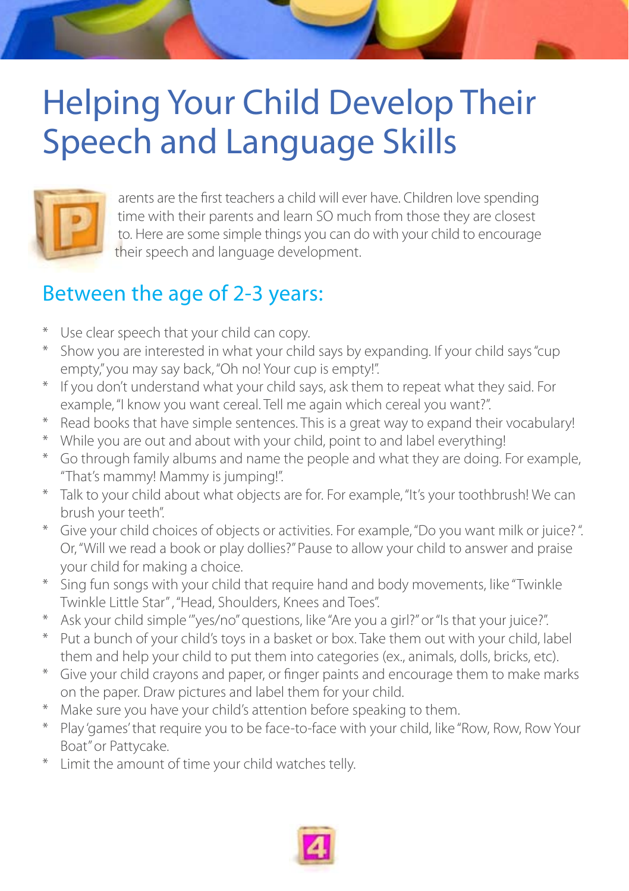# Helping Your Child Develop Their Speech and Language Skills

Parents are the first teachers a child will ever have. Children love spending time with their parents and learn SO much from those they are closest to. Here are some simple things you can do with your child to encourage their speech and language development.

## Between the age of 2-3 years:

* Use clear speech that your child can copy.
* Show you are interested in what your child says by expanding. If your child says "cup empty," you may say back, "Oh no! Your cup is empty!".
* If you don't understand what your child says, ask them to repeat what they said. For example, "I know you want cereal. Tell me again which cereal you want?".
* Read books that have simple sentences. This is a great way to expand their vocabulary!
* While you are out and about with your child, point to and label everything!
* Go through family albums and name the people and what they are doing. For example, "That's mammy! Mammy is jumping!".
* Talk to your child about what objects are for. For example, "It's your toothbrush! We can brush your teeth".
* Give your child choices of objects or activities. For example, "Do you want milk or juice? ". Or, "Will we read a book or play dollies?" Pause to allow your child to answer and praise your child for making a choice.
* Sing fun songs with your child that require hand and body movements, like "Twinkle Twinkle Little Star" , "Head, Shoulders, Knees and Toes".
* Ask your child simple '"yes/no" questions, like "Are you a girl?" or "Is that your juice?".
* Put a bunch of your child's toys in a basket or box. Take them out with your child, label them and help your child to put them into categories (ex., animals, dolls, bricks, etc).
* Give your child crayons and paper, or finger paints and encourage them to make marks on the paper. Draw pictures and label them for your child.
* Make sure you have your child's attention before speaking to them.
* Play 'games' that require you to be face-to-face with your child, like "Row, Row, Row Your Boat" or Pattycake.
* Limit the amount of time your child watches telly.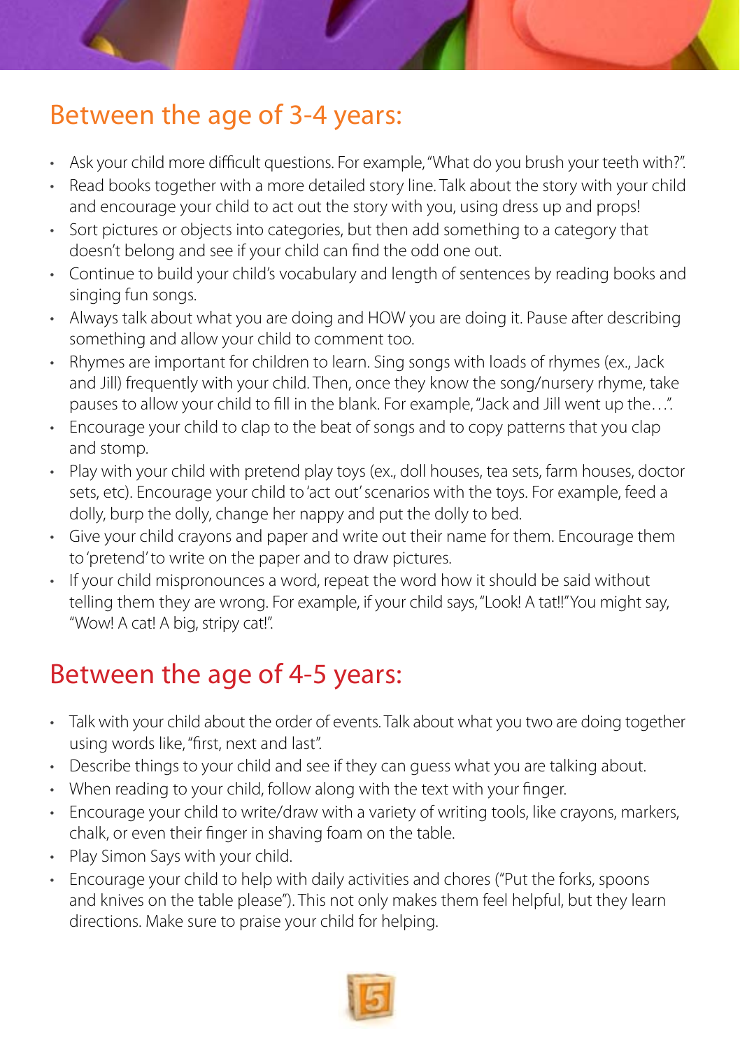## Between the age of 3-4 years:

- Ask your child more difficult questions. For example, "What do you brush your teeth with?".
- Read books together with a more detailed story line. Talk about the story with your child and encourage your child to act out the story with you, using dress up and props!
- Sort pictures or objects into categories, but then add something to a category that doesn't belong and see if your child can find the odd one out.
- Continue to build your child's vocabulary and length of sentences by reading books and singing fun songs.
- Always talk about what you are doing and HOW you are doing it. Pause after describing something and allow your child to comment too.
- Rhymes are important for children to learn. Sing songs with loads of rhymes (ex., Jack and Jill) frequently with your child. Then, once they know the song/nursery rhyme, take pauses to allow your child to fill in the blank. For example, "Jack and Jill went up the…".
- Encourage your child to clap to the beat of songs and to copy patterns that you clap and stomp.
- Play with your child with pretend play toys (ex., doll houses, tea sets, farm houses, doctor sets, etc). Encourage your child to 'act out' scenarios with the toys. For example, feed a dolly, burp the dolly, change her nappy and put the dolly to bed.
- Give your child crayons and paper and write out their name for them. Encourage them to 'pretend' to write on the paper and to draw pictures.
- If your child mispronounces a word, repeat the word how it should be said without telling them they are wrong. For example, if your child says, "Look! A tat!!" You might say, "Wow! A cat! A big, stripy cat!".

## Between the age of 4-5 years:

- Talk with your child about the order of events. Talk about what you two are doing together using words like, "first, next and last".
- Describe things to your child and see if they can guess what you are talking about.
- When reading to your child, follow along with the text with your finger.
- Encourage your child to write/draw with a variety of writing tools, like crayons, markers, chalk, or even their finger in shaving foam on the table.
- Play Simon Says with your child.
- Encourage your child to help with daily activities and chores ("Put the forks, spoons and knives on the table please"). This not only makes them feel helpful, but they learn directions. Make sure to praise your child for helping.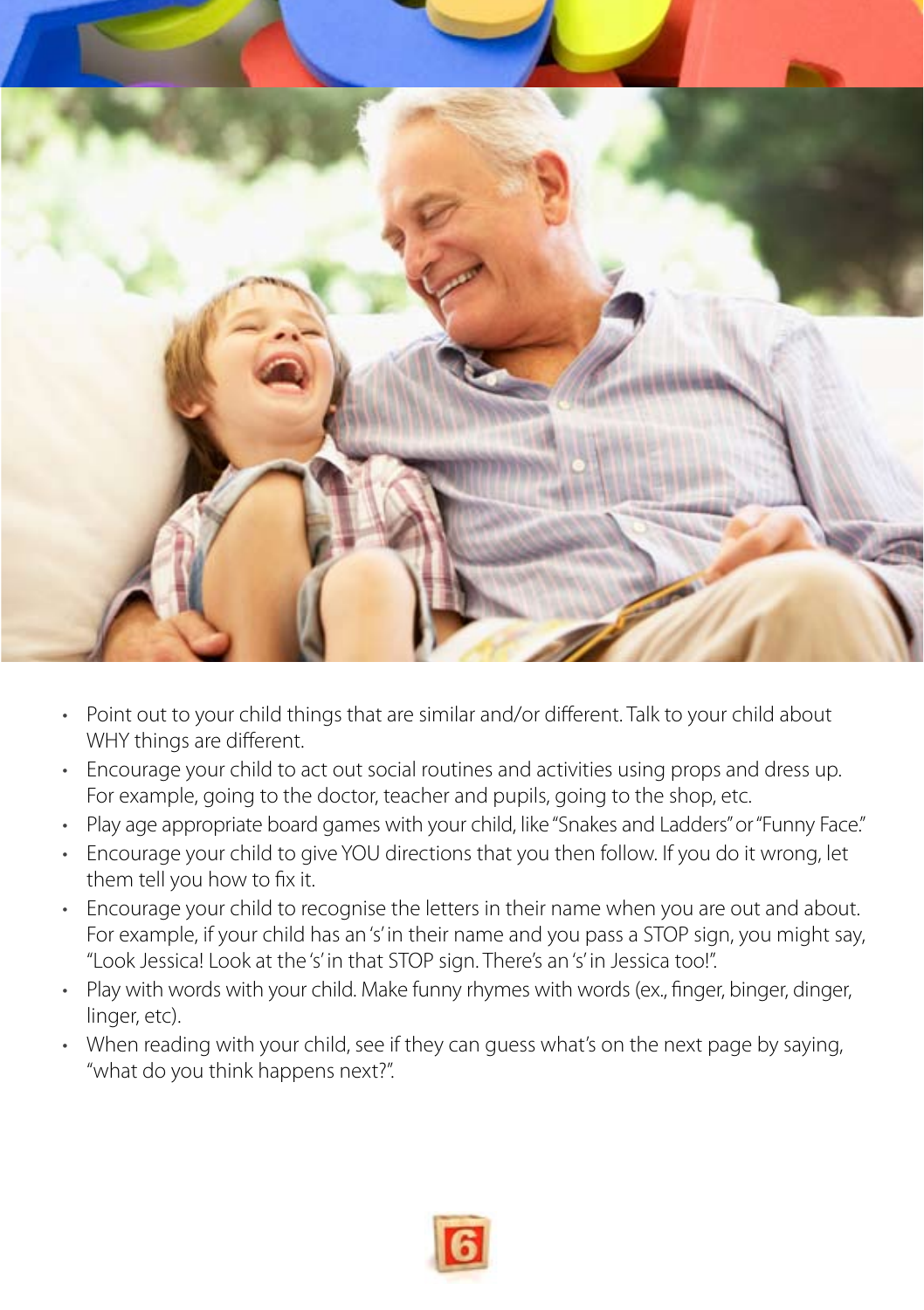- Point out to your child things that are similar and/or different. Talk to your child about WHY things are different.
- Encourage your child to act out social routines and activities using props and dress up. For example, going to the doctor, teacher and pupils, going to the shop, etc.
- Play age appropriate board games with your child, like "Snakes and Ladders" or "Funny Face."
- Encourage your child to give YOU directions that you then follow. If you do it wrong, let them tell you how to fix it.
- Encourage your child to recognise the letters in their name when you are out and about. For example, if your child has an 's' in their name and you pass a STOP sign, you might say, "Look Jessica! Look at the 's' in that STOP sign. There's an 's' in Jessica too!".
- Play with words with your child. Make funny rhymes with words (ex., finger, binger, dinger, linger, etc).
- When reading with your child, see if they can guess what's on the next page by saying, "what do you think happens next?".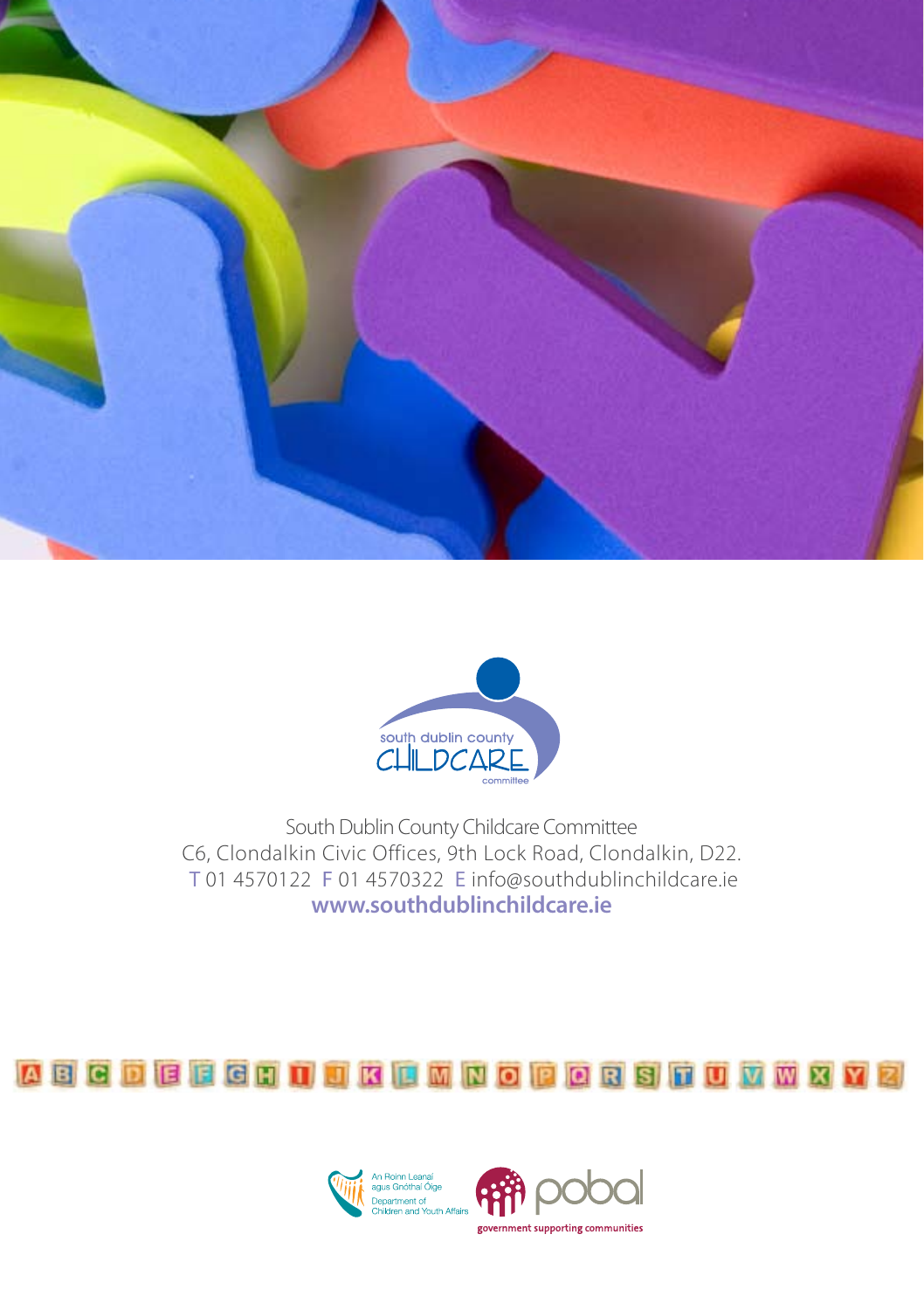South Dublin County Childcare Committee
C6, Clondalkin Civic Offices, 9th Lock Road, Clondalkin, D22.
T 01 4570122 F 01 4570322 E info@southdublinchildcare.ie
**www.southdublinchildcare.ie**

An Roinn Leanaí agus Gnóthaí Óige
Department of Children and Youth Affairs

pobal
government supporting communities